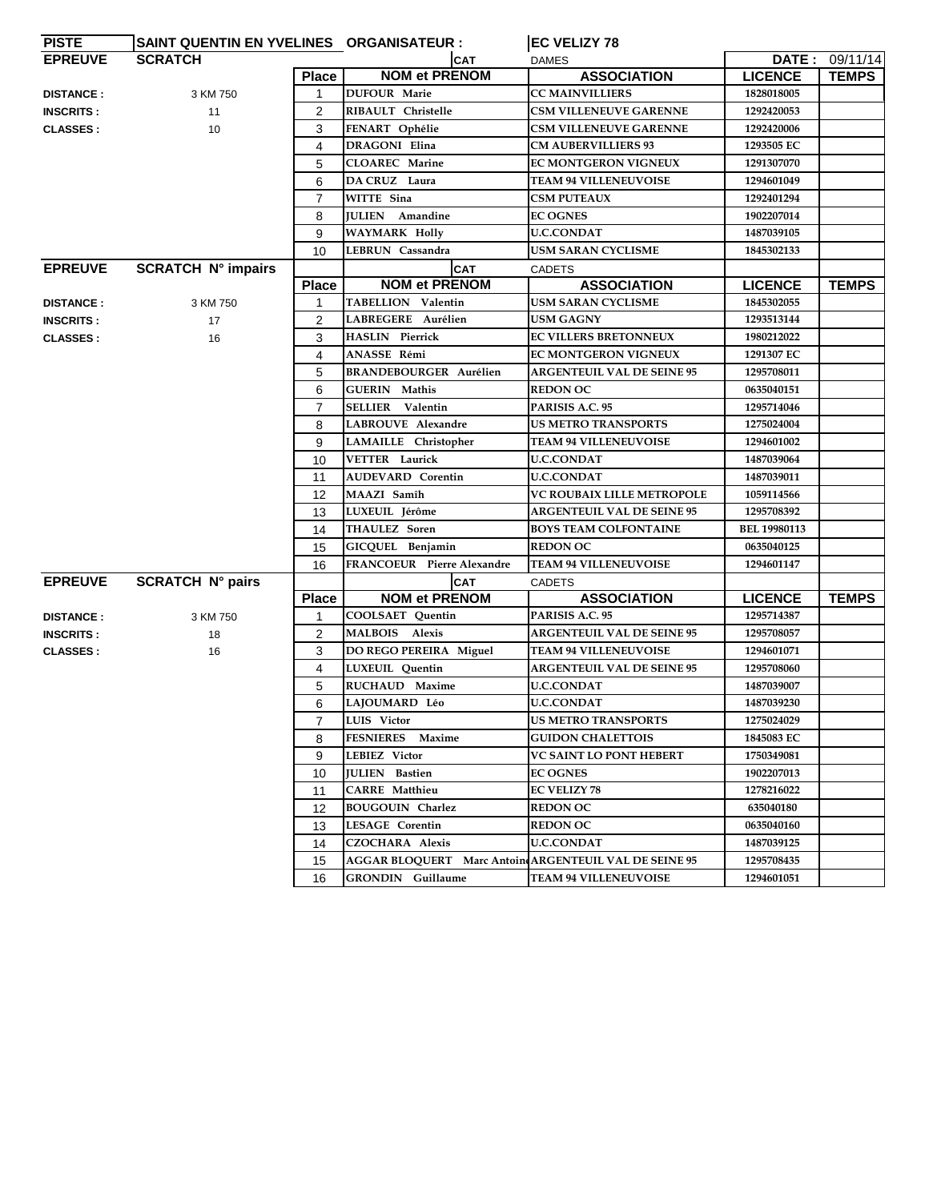| PISTE | SAINT QUENTIN EN YVELINES | ORGANISATEUR : | | EC VELIZY 78 | | |
|---|---|---|---|---|---|---|
| EPREUVE | SCRATCH | | CAT | DAMES | DATE : | 09/11/14 |

| | | Place | NOM et PRENOM | ASSOCIATION | LICENCE | TEMPS |
|---|---|---|---|---|---|---|
| DISTANCE : | 3 KM 750 | 1 | DUFOUR Marie | CC MAINVILLIERS | 1828018005 | |
| INSCRITS : | 11 | 2 | RIBAULT Christelle | CSM VILLENEUVE GARENNE | 1292420053 | |
| CLASSES : | 10 | 3 | FENART Ophélie | CSM VILLENEUVE GARENNE | 1292420006 | |
| | | 4 | DRAGONI Elina | CM AUBERVILLIERS 93 | 1293505 EC | |
| | | 5 | CLOAREC Marine | EC MONTGERON VIGNEUX | 1291307070 | |
| | | 6 | DA CRUZ Laura | TEAM 94 VILLENEUVOISE | 1294601049 | |
| | | 7 | WITTE Sina | CSM PUTEAUX | 1292401294 | |
| | | 8 | JULIEN Amandine | EC OGNES | 1902207014 | |
| | | 9 | WAYMARK Holly | U.C.CONDAT | 1487039105 | |
| | | 10 | LEBRUN Cassandra | USM SARAN CYCLISME | 1845302133 | |

| EPREUVE | SCRATCH N° impairs | | CAT | CADETS | | |
|---|---|---|---|---|---|---|
| | | Place | NOM et PRENOM | ASSOCIATION | LICENCE | TEMPS |
| DISTANCE : | 3 KM 750 | 1 | TABELLION Valentin | USM SARAN CYCLISME | 1845302055 | |
| INSCRITS : | 17 | 2 | LABREGERE Aurélien | USM GAGNY | 1293513144 | |
| CLASSES : | 16 | 3 | HASLIN Pierrick | EC VILLERS BRETONNEUX | 1980212022 | |
| | | 4 | ANASSE Rémi | EC MONTGERON VIGNEUX | 1291307 EC | |
| | | 5 | BRANDEBOURGER Aurélien | ARGENTEUIL VAL DE SEINE 95 | 1295708011 | |
| | | 6 | GUERIN Mathis | REDON OC | 0635040151 | |
| | | 7 | SELLIER Valentin | PARISIS A.C. 95 | 1295714046 | |
| | | 8 | LABROUVE Alexandre | US METRO TRANSPORTS | 1275024004 | |
| | | 9 | LAMAILLE Christopher | TEAM 94 VILLENEUVOISE | 1294601002 | |
| | | 10 | VETTER Laurick | U.C.CONDAT | 1487039064 | |
| | | 11 | AUDEVARD Corentin | U.C.CONDAT | 1487039011 | |
| | | 12 | MAAZI Samìh | VC ROUBAIX LILLE METROPOLE | 1059114566 | |
| | | 13 | LUXEUIL Jérôme | ARGENTEUIL VAL DE SEINE 95 | 1295708392 | |
| | | 14 | THAULEZ Soren | BOYS TEAM COLFONTAINE | BEL 19980113 | |
| | | 15 | GICQUEL Benjamin | REDON OC | 0635040125 | |
| | | 16 | FRANCOEUR Pierre Alexandre | TEAM 94 VILLENEUVOISE | 1294601147 | |

| EPREUVE | SCRATCH N° pairs | | CAT | CADETS | | |
|---|---|---|---|---|---|---|
| | | Place | NOM et PRENOM | ASSOCIATION | LICENCE | TEMPS |
| DISTANCE : | 3 KM 750 | 1 | COOLSAET Quentin | PARISIS A.C. 95 | 1295714387 | |
| INSCRITS : | 18 | 2 | MALBOIS Alexis | ARGENTEUIL VAL DE SEINE 95 | 1295708057 | |
| CLASSES : | 16 | 3 | DO REGO PEREIRA Miguel | TEAM 94 VILLENEUVOISE | 1294601071 | |
| | | 4 | LUXEUIL Quentin | ARGENTEUIL VAL DE SEINE 95 | 1295708060 | |
| | | 5 | RUCHAUD Maxime | U.C.CONDAT | 1487039007 | |
| | | 6 | LAJOUMARD Léo | U.C.CONDAT | 1487039230 | |
| | | 7 | LUIS Victor | US METRO TRANSPORTS | 1275024029 | |
| | | 8 | FESNIERES Maxime | GUIDON CHALETTOIS | 1845083 EC | |
| | | 9 | LEBIEZ Victor | VC SAINT LO PONT HEBERT | 1750349081 | |
| | | 10 | JULIEN Bastien | EC OGNES | 1902207013 | |
| | | 11 | CARRE Matthieu | EC VELIZY 78 | 1278216022 | |
| | | 12 | BOUGOUIN Charlez | REDON OC | 635040180 | |
| | | 13 | LESAGE Corentin | REDON OC | 0635040160 | |
| | | 14 | CZOCHARA Alexis | U.C.CONDAT | 1487039125 | |
| | | 15 | AGGAR BLOQUERT Marc Antoine | ARGENTEUIL VAL DE SEINE 95 | 1295708435 | |
| | | 16 | GRONDIN Guillaume | TEAM 94 VILLENEUVOISE | 1294601051 | |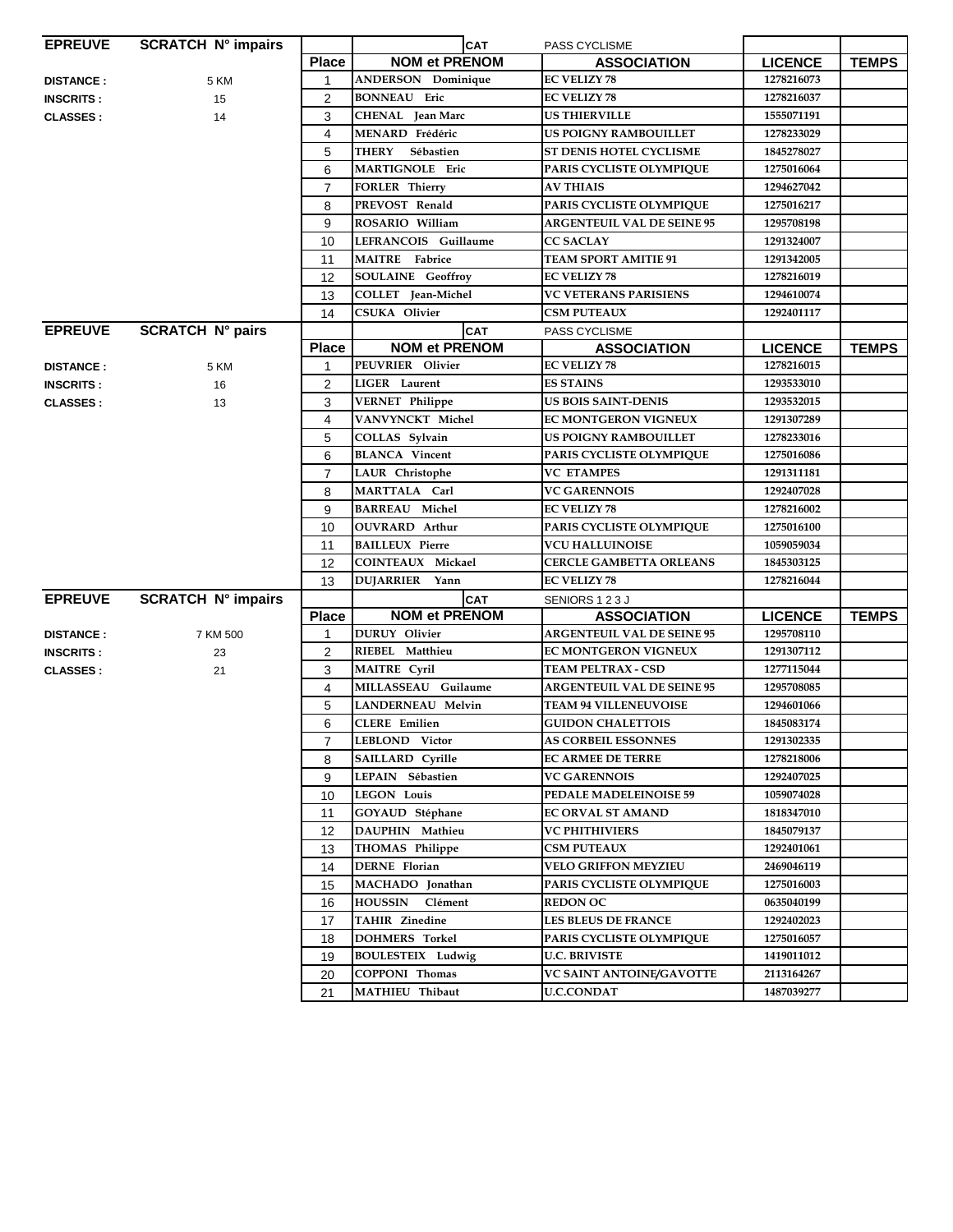| EPREUVE | SCRATCH N° impairs | | | CAT | PASS CYCLISME | | |
|---|---|---|---|---|---|---|---|
| | | Place | NOM et PRENOM | | ASSOCIATION | LICENCE | TEMPS |
| DISTANCE : | 5 KM | 1 | ANDERSON Dominique | | EC VELIZY 78 | 1278216073 | |
| INSCRITS : | 15 | 2 | BONNEAU Eric | | EC VELIZY 78 | 1278216037 | |
| CLASSES : | 14 | 3 | CHENAL Jean Marc | | US THIERVILLE | 1555071191 | |
| | | 4 | MENARD Frédéric | | US POIGNY RAMBOUILLET | 1278233029 | |
| | | 5 | THERY Sébastien | | ST DENIS HOTEL CYCLISME | 1845278027 | |
| | | 6 | MARTIGNOLE Eric | | PARIS CYCLISTE OLYMPIQUE | 1275016064 | |
| | | 7 | FORLER Thierry | | AV THIAIS | 1294627042 | |
| | | 8 | PREVOST Renald | | PARIS CYCLISTE OLYMPIQUE | 1275016217 | |
| | | 9 | ROSARIO William | | ARGENTEUIL VAL DE SEINE 95 | 1295708198 | |
| | | 10 | LEFRANCOIS Guillaume | | CC SACLAY | 1291324007 | |
| | | 11 | MAITRE Fabrice | | TEAM SPORT AMITIE 91 | 1291342005 | |
| | | 12 | SOULAINE Geoffroy | | EC VELIZY 78 | 1278216019 | |
| | | 13 | COLLET Jean-Michel | | VC VETERANS PARISIENS | 1294610074 | |
| | | 14 | CSUKA Olivier | | CSM PUTEAUX | 1292401117 | |

| EPREUVE | SCRATCH N° pairs | | | CAT | PASS CYCLISME | | |
|---|---|---|---|---|---|---|---|
| | | Place | NOM et PRENOM | | ASSOCIATION | LICENCE | TEMPS |
| DISTANCE : | 5 KM | 1 | PEUVRIER Olivier | | EC VELIZY 78 | 1278216015 | |
| INSCRITS : | 16 | 2 | LIGER Laurent | | ES STAINS | 1293533010 | |
| CLASSES : | 13 | 3 | VERNET Philippe | | US BOIS SAINT-DENIS | 1293532015 | |
| | | 4 | VANVYNCKT Michel | | EC MONTGERON VIGNEUX | 1291307289 | |
| | | 5 | COLLAS Sylvain | | US POIGNY RAMBOUILLET | 1278233016 | |
| | | 6 | BLANCA Vincent | | PARIS CYCLISTE OLYMPIQUE | 1275016086 | |
| | | 7 | LAUR Christophe | | VC ETAMPES | 1291311181 | |
| | | 8 | MARTTALA Carl | | VC GARENNOIS | 1292407028 | |
| | | 9 | BARREAU Michel | | EC VELIZY 78 | 1278216002 | |
| | | 10 | OUVRARD Arthur | | PARIS CYCLISTE OLYMPIQUE | 1275016100 | |
| | | 11 | BAILLEUX Pierre | | VCU HALLUINOISE | 1059059034 | |
| | | 12 | COINTEAUX Mickael | | CERCLE GAMBETTA ORLEANS | 1845303125 | |
| | | 13 | DUJARRIER Yann | | EC VELIZY 78 | 1278216044 | |

| EPREUVE | SCRATCH N° impairs | | | CAT | SENIORS 1 2 3 J | | |
|---|---|---|---|---|---|---|---|
| | | Place | NOM et PRENOM | | ASSOCIATION | LICENCE | TEMPS |
| DISTANCE : | 7 KM 500 | 1 | DURUY Olivier | | ARGENTEUIL VAL DE SEINE 95 | 1295708110 | |
| INSCRITS : | 23 | 2 | RIEBEL Matthieu | | EC MONTGERON VIGNEUX | 1291307112 | |
| CLASSES : | 21 | 3 | MAITRE Cyril | | TEAM PELTRAX - CSD | 1277115044 | |
| | | 4 | MILLASSEAU Guilaume | | ARGENTEUIL VAL DE SEINE 95 | 1295708085 | |
| | | 5 | LANDERNEAU Melvin | | TEAM 94 VILLENEUVOISE | 1294601066 | |
| | | 6 | CLERE Emilien | | GUIDON CHALETTOIS | 1845083174 | |
| | | 7 | LEBLOND Victor | | AS CORBEIL ESSONNES | 1291302335 | |
| | | 8 | SAILLARD Cyrille | | EC ARMEE DE TERRE | 1278218006 | |
| | | 9 | LEPAIN Sébastien | | VC GARENNOIS | 1292407025 | |
| | | 10 | LEGON Louis | | PEDALE MADELEINOISE 59 | 1059074028 | |
| | | 11 | GOYAUD Stéphane | | EC ORVAL ST AMAND | 1818347010 | |
| | | 12 | DAUPHIN Mathieu | | VC PHITHIVIERS | 1845079137 | |
| | | 13 | THOMAS Philippe | | CSM PUTEAUX | 1292401061 | |
| | | 14 | DERNE Florian | | VELO GRIFFON MEYZIEU | 2469046119 | |
| | | 15 | MACHADO Jonathan | | PARIS CYCLISTE OLYMPIQUE | 1275016003 | |
| | | 16 | HOUSSIN Clément | | REDON OC | 0635040199 | |
| | | 17 | TAHIR Zinedine | | LES BLEUS DE FRANCE | 1292402023 | |
| | | 18 | DOHMERS Torkel | | PARIS CYCLISTE OLYMPIQUE | 1275016057 | |
| | | 19 | BOULESTEIX Ludwig | | U.C. BRIVISTE | 1419011012 | |
| | | 20 | COPPONI Thomas | | VC SAINT ANTOINE/GAVOTTE | 2113164267 | |
| | | 21 | MATHIEU Thibaut | | U.C.CONDAT | 1487039277 | |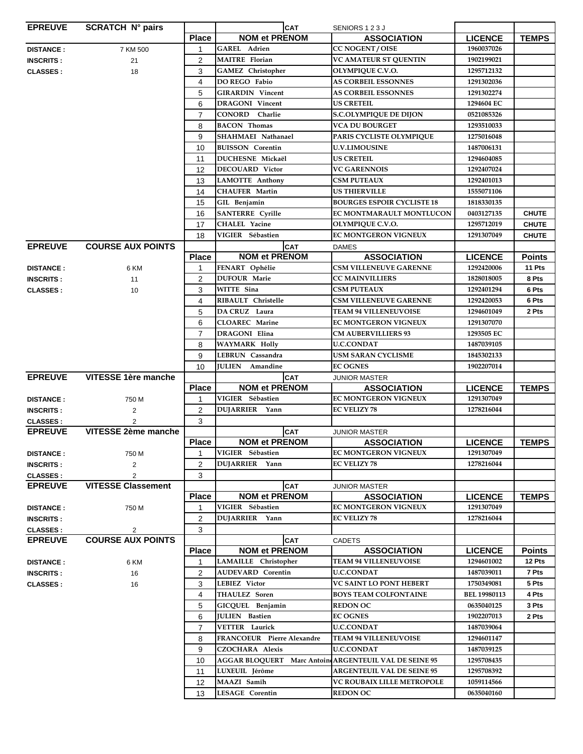| EPREUVE | SCRATCH N° pairs | | CAT | SENIORS 1 2 3 J | | |
|---|---|---|---|---|---|---|
| | | **Place** | **NOM et PRENOM** | **ASSOCIATION** | **LICENCE** | **TEMPS** |
| **DISTANCE :** | 7 KM 500 | 1 | GAREL Adrien | CC NOGENT / OISE | 1960037026 | |
| **INSCRITS :** | 21 | 2 | MAITRE Florian | VC AMATEUR ST QUENTIN | 1902199021 | |
| **CLASSES :** | 18 | 3 | GAMEZ Christopher | OLYMPIQUE C.V.O. | 1295712132 | |
| | | 4 | DO REGO Fabio | AS CORBEIL ESSONNES | 1291302036 | |
| | | 5 | GIRARDIN Vincent | AS CORBEIL ESSONNES | 1291302274 | |
| | | 6 | DRAGONI Vincent | US CRETEIL | 1294604 EC | |
| | | 7 | CONORD Charlie | S.C.OLYMPIQUE DE DIJON | 0521085326 | |
| | | 8 | BACON Thomas | VCA DU BOURGET | 1293510033 | |
| | | 9 | SHAHMAEI Nathanael | PARIS CYCLISTE OLYMPIQUE | 1275016048 | |
| | | 10 | BUISSON Corentin | U.V.LIMOUSINE | 1487006131 | |
| | | 11 | DUCHESNE Mickaël | US CRETEIL | 1294604085 | |
| | | 12 | DECOUARD Victor | VC GARENNOIS | 1292407024 | |
| | | 13 | LAMOTTE Anthony | CSM PUTEAUX | 1292401013 | |
| | | 14 | CHAUFER Martin | US THIERVILLE | 1555071106 | |
| | | 15 | GIL Benjamin | BOURGES ESPOIR CYCLISTE 18 | 1818330135 | |
| | | 16 | SANTERRE Cyrille | EC MONTMARAULT MONTLUCON | 0403127135 | CHUTE |
| | | 17 | CHALEL Yacine | OLYMPIQUE C.V.O. | 1295712019 | CHUTE |
| | | 18 | VIGIER Sébastien | EC MONTGERON VIGNEUX | 1291307049 | CHUTE |

| EPREUVE | COURSE AUX POINTS | | CAT | DAMES | | |
|---|---|---|---|---|---|---|
| | | **Place** | **NOM et PRENOM** | **ASSOCIATION** | **LICENCE** | **Points** |
| **DISTANCE :** | 6 KM | 1 | FENART Ophélie | CSM VILLENEUVE GARENNE | 1292420006 | 11 Pts |
| **INSCRITS :** | 11 | 2 | DUFOUR Marie | CC MAINVILLIERS | 1828018005 | 8 Pts |
| **CLASSES :** | 10 | 3 | WITTE Sina | CSM PUTEAUX | 1292401294 | 6 Pts |
| | | 4 | RIBAULT Christelle | CSM VILLENEUVE GARENNE | 1292420053 | 6 Pts |
| | | 5 | DA CRUZ Laura | TEAM 94 VILLENEUVOISE | 1294601049 | 2 Pts |
| | | 6 | CLOAREC Marine | EC MONTGERON VIGNEUX | 1291307070 | |
| | | 7 | DRAGONI Elina | CM AUBERVILLIERS 93 | 1293505 EC | |
| | | 8 | WAYMARK Holly | U.C.CONDAT | 1487039105 | |
| | | 9 | LEBRUN Cassandra | USM SARAN CYCLISME | 1845302133 | |
| | | 10 | JULIEN Amandine | EC OGNES | 1902207014 | |

| EPREUVE | VITESSE 1ère manche | | CAT | JUNIOR MASTER | | |
|---|---|---|---|---|---|---|
| | | **Place** | **NOM et PRENOM** | **ASSOCIATION** | **LICENCE** | **TEMPS** |
| **DISTANCE :** | 750 M | 1 | VIGIER Sébastien | EC MONTGERON VIGNEUX | 1291307049 | |
| **INSCRITS :** | 2 | 2 | DUJARRIER Yann | EC VELIZY 78 | 1278216044 | |
| **CLASSES :** | 2 | 3 | | | | |

| EPREUVE | VITESSE 2ème manche | | CAT | JUNIOR MASTER | | |
|---|---|---|---|---|---|---|
| | | **Place** | **NOM et PRENOM** | **ASSOCIATION** | **LICENCE** | **TEMPS** |
| **DISTANCE :** | 750 M | 1 | VIGIER Sébastien | EC MONTGERON VIGNEUX | 1291307049 | |
| **INSCRITS :** | 2 | 2 | DUJARRIER Yann | EC VELIZY 78 | 1278216044 | |
| **CLASSES :** | 2 | 3 | | | | |

| EPREUVE | VITESSE Classement | | CAT | JUNIOR MASTER | | |
|---|---|---|---|---|---|---|
| | | **Place** | **NOM et PRENOM** | **ASSOCIATION** | **LICENCE** | **TEMPS** |
| **DISTANCE :** | 750 M | 1 | VIGIER Sébastien | EC MONTGERON VIGNEUX | 1291307049 | |
| **INSCRITS :** | | 2 | DUJARRIER Yann | EC VELIZY 78 | 1278216044 | |
| **CLASSES :** | 2 | 3 | | | | |

| EPREUVE | COURSE AUX POINTS | | CAT | CADETS | | |
|---|---|---|---|---|---|---|
| | | **Place** | **NOM et PRENOM** | **ASSOCIATION** | **LICENCE** | **Points** |
| **DISTANCE :** | 6 KM | 1 | LAMAILLE Christopher | TEAM 94 VILLENEUVOISE | 1294601002 | 12 Pts |
| **INSCRITS :** | 16 | 2 | AUDEVARD Corentin | U.C.CONDAT | 1487039011 | 7 Pts |
| **CLASSES :** | 16 | 3 | LEBIEZ Victor | VC SAINT LO PONT HEBERT | 1750349081 | 5 Pts |
| | | 4 | THAULEZ Soren | BOYS TEAM COLFONTAINE | BEL 19980113 | 4 Pts |
| | | 5 | GICQUEL Benjamin | REDON OC | 0635040125 | 3 Pts |
| | | 6 | JULIEN Bastien | EC OGNES | 1902207013 | 2 Pts |
| | | 7 | VETTER Laurick | U.C.CONDAT | 1487039064 | |
| | | 8 | FRANCOEUR Pierre Alexandre | TEAM 94 VILLENEUVOISE | 1294601147 | |
| | | 9 | CZOCHARA Alexis | U.C.CONDAT | 1487039125 | |
| | | 10 | AGGAR BLOQUERT Marc Antoine | ARGENTEUIL VAL DE SEINE 95 | 1295708435 | |
| | | 11 | LUXEUIL Jérôme | ARGENTEUIL VAL DE SEINE 95 | 1295708392 | |
| | | 12 | MAAZI Samih | VC ROUBAIX LILLE METROPOLE | 1059114566 | |
| | | 13 | LESAGE Corentin | REDON OC | 0635040160 | |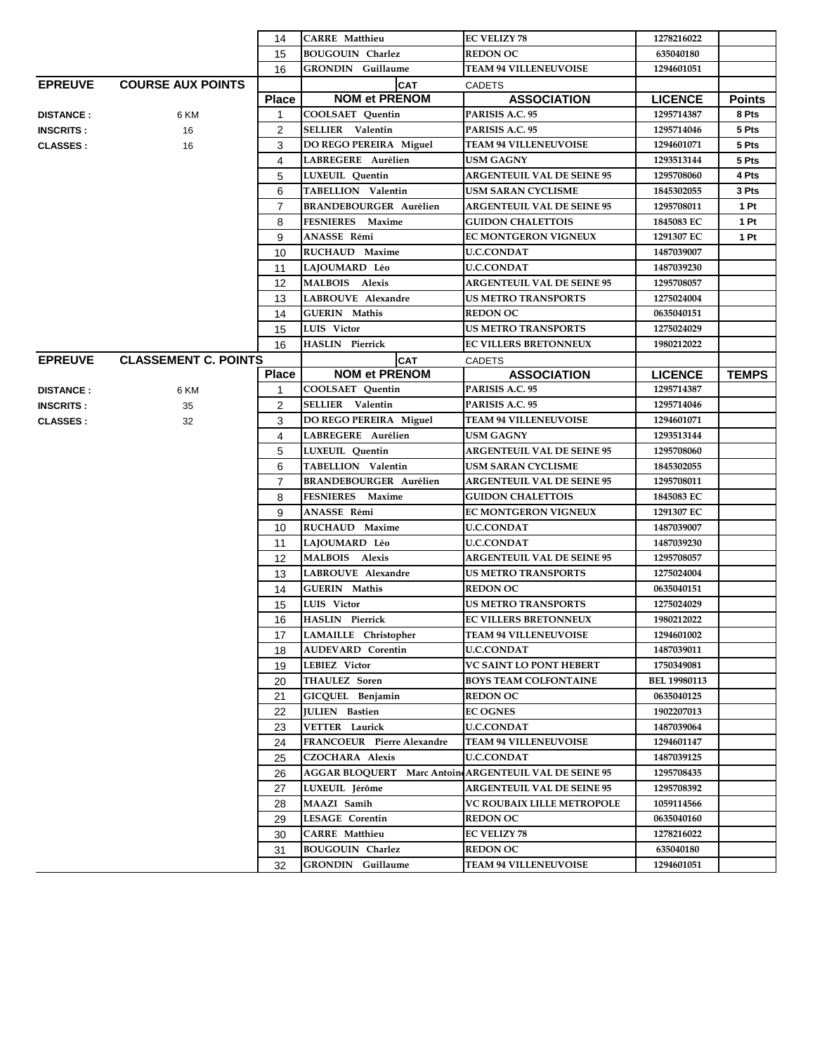| | | Place | NOM et PRENOM | ASSOCIATION | LICENCE | |
|---|---|---|---|---|---|---|
| | | 14 | CARRE Matthieu | EC VELIZY 78 | 1278216022 | |
| | | 15 | BOUGOUIN Charlez | REDON OC | 635040180 | |
| | | 16 | GRONDIN Guillaume | TEAM 94 VILLENEUVOISE | 1294601051 | |

| EPREUVE | COURSE AUX POINTS | | CAT | CADETS | | |
|---|---|---|---|---|---|---|
| | | **Place** | **NOM et PRENOM** | **ASSOCIATION** | **LICENCE** | **Points** |
| **DISTANCE :** | 6 KM | 1 | COOLSAET Quentin | PARISIS A.C. 95 | 1295714387 | 8 Pts |
| **INSCRITS :** | 16 | 2 | SELLIER Valentin | PARISIS A.C. 95 | 1295714046 | 5 Pts |
| **CLASSES :** | 16 | 3 | DO REGO PEREIRA Miguel | TEAM 94 VILLENEUVOISE | 1294601071 | 5 Pts |
| | | 4 | LABREGERE Aurélien | USM GAGNY | 1293513144 | 5 Pts |
| | | 5 | LUXEUIL Quentin | ARGENTEUIL VAL DE SEINE 95 | 1295708060 | 4 Pts |
| | | 6 | TABELLION Valentin | USM SARAN CYCLISME | 1845302055 | 3 Pts |
| | | 7 | BRANDEBOURGER Aurélien | ARGENTEUIL VAL DE SEINE 95 | 1295708011 | 1 Pt |
| | | 8 | FESNIERES Maxime | GUIDON CHALETTOIS | 1845083 EC | 1 Pt |
| | | 9 | ANASSE Rémi | EC MONTGERON VIGNEUX | 1291307 EC | 1 Pt |
| | | 10 | RUCHAUD Maxime | U.C.CONDAT | 1487039007 | |
| | | 11 | LAJOUMARD Léo | U.C.CONDAT | 1487039230 | |
| | | 12 | MALBOIS Alexis | ARGENTEUIL VAL DE SEINE 95 | 1295708057 | |
| | | 13 | LABROUVE Alexandre | US METRO TRANSPORTS | 1275024004 | |
| | | 14 | GUERIN Mathis | REDON OC | 0635040151 | |
| | | 15 | LUIS Victor | US METRO TRANSPORTS | 1275024029 | |
| | | 16 | HASLIN Pierrick | EC VILLERS BRETONNEUX | 1980212022 | |

| EPREUVE | CLASSEMENT C. POINTS | | CAT | CADETS | | |
|---|---|---|---|---|---|---|
| | | **Place** | **NOM et PRENOM** | **ASSOCIATION** | **LICENCE** | **TEMPS** |
| **DISTANCE :** | 6 KM | 1 | COOLSAET Quentin | PARISIS A.C. 95 | 1295714387 | |
| **INSCRITS :** | 35 | 2 | SELLIER Valentin | PARISIS A.C. 95 | 1295714046 | |
| **CLASSES :** | 32 | 3 | DO REGO PEREIRA Miguel | TEAM 94 VILLENEUVOISE | 1294601071 | |
| | | 4 | LABREGERE Aurélien | USM GAGNY | 1293513144 | |
| | | 5 | LUXEUIL Quentin | ARGENTEUIL VAL DE SEINE 95 | 1295708060 | |
| | | 6 | TABELLION Valentin | USM SARAN CYCLISME | 1845302055 | |
| | | 7 | BRANDEBOURGER Aurélien | ARGENTEUIL VAL DE SEINE 95 | 1295708011 | |
| | | 8 | FESNIERES Maxime | GUIDON CHALETTOIS | 1845083 EC | |
| | | 9 | ANASSE Rémi | EC MONTGERON VIGNEUX | 1291307 EC | |
| | | 10 | RUCHAUD Maxime | U.C.CONDAT | 1487039007 | |
| | | 11 | LAJOUMARD Léo | U.C.CONDAT | 1487039230 | |
| | | 12 | MALBOIS Alexis | ARGENTEUIL VAL DE SEINE 95 | 1295708057 | |
| | | 13 | LABROUVE Alexandre | US METRO TRANSPORTS | 1275024004 | |
| | | 14 | GUERIN Mathis | REDON OC | 0635040151 | |
| | | 15 | LUIS Victor | US METRO TRANSPORTS | 1275024029 | |
| | | 16 | HASLIN Pierrick | EC VILLERS BRETONNEUX | 1980212022 | |
| | | 17 | LAMAILLE Christopher | TEAM 94 VILLENEUVOISE | 1294601002 | |
| | | 18 | AUDEVARD Corentin | U.C.CONDAT | 1487039011 | |
| | | 19 | LEBIEZ Victor | VC SAINT LO PONT HEBERT | 1750349081 | |
| | | 20 | THAULEZ Soren | BOYS TEAM COLFONTAINE | BEL 19980113 | |
| | | 21 | GICQUEL Benjamin | REDON OC | 0635040125 | |
| | | 22 | JULIEN Bastien | EC OGNES | 1902207013 | |
| | | 23 | VETTER Laurick | U.C.CONDAT | 1487039064 | |
| | | 24 | FRANCOEUR Pierre Alexandre | TEAM 94 VILLENEUVOISE | 1294601147 | |
| | | 25 | CZOCHARA Alexis | U.C.CONDAT | 1487039125 | |
| | | 26 | AGGAR BLOQUERT Marc Antoine | ARGENTEUIL VAL DE SEINE 95 | 1295708435 | |
| | | 27 | LUXEUIL Jérôme | ARGENTEUIL VAL DE SEINE 95 | 1295708392 | |
| | | 28 | MAAZI Samih | VC ROUBAIX LILLE METROPOLE | 1059114566 | |
| | | 29 | LESAGE Corentin | REDON OC | 0635040160 | |
| | | 30 | CARRE Matthieu | EC VELIZY 78 | 1278216022 | |
| | | 31 | BOUGOUIN Charlez | REDON OC | 635040180 | |
| | | 32 | GRONDIN Guillaume | TEAM 94 VILLENEUVOISE | 1294601051 | |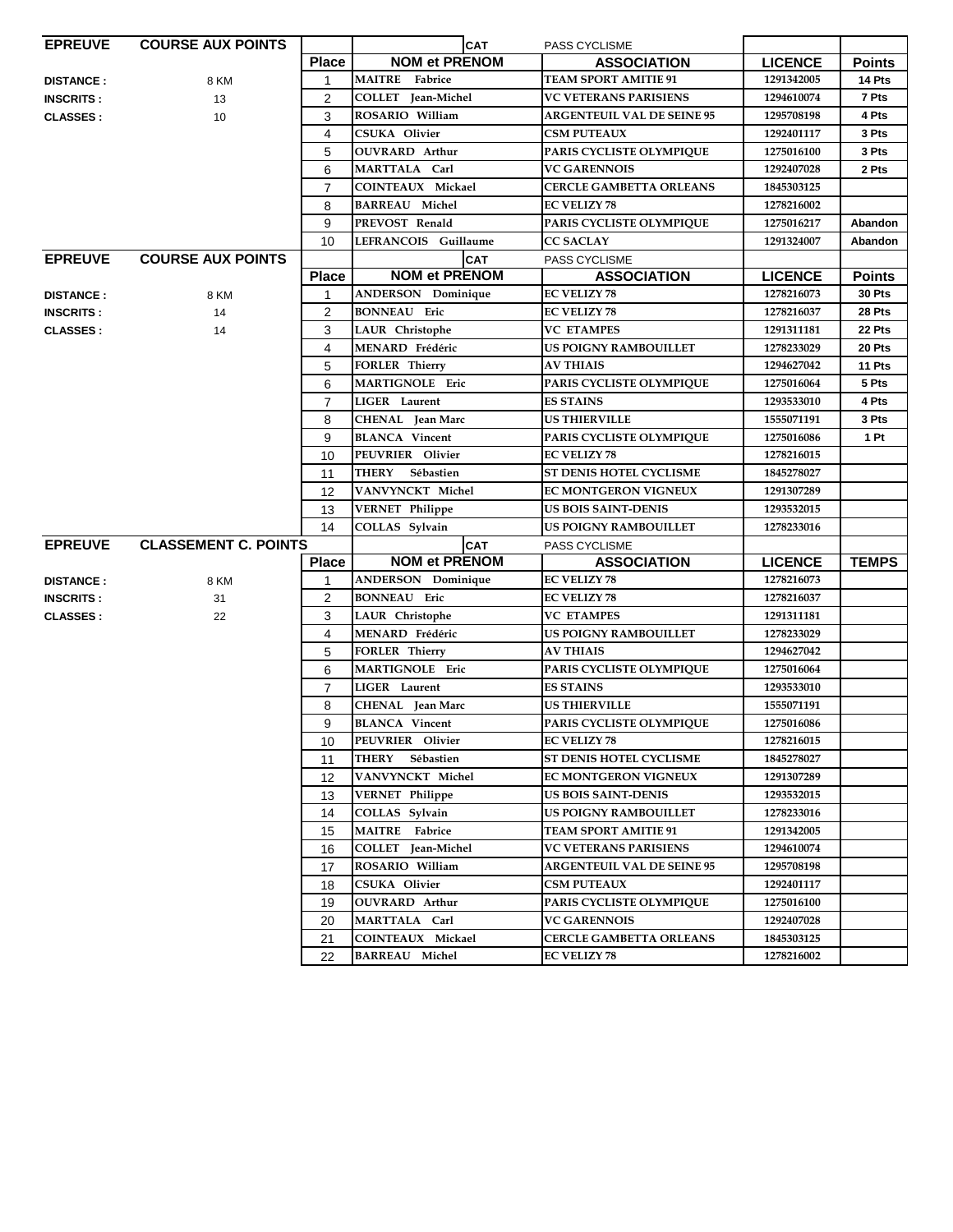| EPREUVE | COURSE AUX POINTS | | | CAT | PASS CYCLISME | | |
|---|---|---|---|---|---|---|---|
| | | Place | NOM et PRENOM | | ASSOCIATION | LICENCE | Points |
| DISTANCE : | 8 KM | 1 | MAITRE Fabrice | | TEAM SPORT AMITIE 91 | 1291342005 | 14 Pts |
| INSCRITS : | 13 | 2 | COLLET Jean-Michel | | VC VETERANS PARISIENS | 1294610074 | 7 Pts |
| CLASSES : | 10 | 3 | ROSARIO William | | ARGENTEUIL VAL DE SEINE 95 | 1295708198 | 4 Pts |
| | | 4 | CSUKA Olivier | | CSM PUTEAUX | 1292401117 | 3 Pts |
| | | 5 | OUVRARD Arthur | | PARIS CYCLISTE OLYMPIQUE | 1275016100 | 3 Pts |
| | | 6 | MARTTALA Carl | | VC GARENNOIS | 1292407028 | 2 Pts |
| | | 7 | COINTEAUX Mickael | | CERCLE GAMBETTA ORLEANS | 1845303125 | |
| | | 8 | BARREAU Michel | | EC VELIZY 78 | 1278216002 | |
| | | 9 | PREVOST Renald | | PARIS CYCLISTE OLYMPIQUE | 1275016217 | Abandon |
| | | 10 | LEFRANCOIS Guillaume | | CC SACLAY | 1291324007 | Abandon |

| EPREUVE | COURSE AUX POINTS | | | CAT | PASS CYCLISME | | |
|---|---|---|---|---|---|---|---|
| | | Place | NOM et PRENOM | | ASSOCIATION | LICENCE | Points |
| DISTANCE : | 8 KM | 1 | ANDERSON Dominique | | EC VELIZY 78 | 1278216073 | 30 Pts |
| INSCRITS : | 14 | 2 | BONNEAU Eric | | EC VELIZY 78 | 1278216037 | 28 Pts |
| CLASSES : | 14 | 3 | LAUR Christophe | | VC ETAMPES | 1291311181 | 22 Pts |
| | | 4 | MENARD Frédéric | | US POIGNY RAMBOUILLET | 1278233029 | 20 Pts |
| | | 5 | FORLER Thierry | | AV THIAIS | 1294627042 | 11 Pts |
| | | 6 | MARTIGNOLE Eric | | PARIS CYCLISTE OLYMPIQUE | 1275016064 | 5 Pts |
| | | 7 | LIGER Laurent | | ES STAINS | 1293533010 | 4 Pts |
| | | 8 | CHENAL Jean Marc | | US THIERVILLE | 1555071191 | 3 Pts |
| | | 9 | BLANCA Vincent | | PARIS CYCLISTE OLYMPIQUE | 1275016086 | 1 Pt |
| | | 10 | PEUVRIER Olivier | | EC VELIZY 78 | 1278216015 | |
| | | 11 | THERY Sébastien | | ST DENIS HOTEL CYCLISME | 1845278027 | |
| | | 12 | VANVYNCKT Michel | | EC MONTGERON VIGNEUX | 1291307289 | |
| | | 13 | VERNET Philippe | | US BOIS SAINT-DENIS | 1293532015 | |
| | | 14 | COLLAS Sylvain | | US POIGNY RAMBOUILLET | 1278233016 | |

| EPREUVE | CLASSEMENT C. POINTS | | | CAT | PASS CYCLISME | | |
|---|---|---|---|---|---|---|---|
| | | Place | NOM et PRENOM | | ASSOCIATION | LICENCE | TEMPS |
| DISTANCE : | 8 KM | 1 | ANDERSON Dominique | | EC VELIZY 78 | 1278216073 | |
| INSCRITS : | 31 | 2 | BONNEAU Eric | | EC VELIZY 78 | 1278216037 | |
| CLASSES : | 22 | 3 | LAUR Christophe | | VC ETAMPES | 1291311181 | |
| | | 4 | MENARD Frédéric | | US POIGNY RAMBOUILLET | 1278233029 | |
| | | 5 | FORLER Thierry | | AV THIAIS | 1294627042 | |
| | | 6 | MARTIGNOLE Eric | | PARIS CYCLISTE OLYMPIQUE | 1275016064 | |
| | | 7 | LIGER Laurent | | ES STAINS | 1293533010 | |
| | | 8 | CHENAL Jean Marc | | US THIERVILLE | 1555071191 | |
| | | 9 | BLANCA Vincent | | PARIS CYCLISTE OLYMPIQUE | 1275016086 | |
| | | 10 | PEUVRIER Olivier | | EC VELIZY 78 | 1278216015 | |
| | | 11 | THERY Sébastien | | ST DENIS HOTEL CYCLISME | 1845278027 | |
| | | 12 | VANVYNCKT Michel | | EC MONTGERON VIGNEUX | 1291307289 | |
| | | 13 | VERNET Philippe | | US BOIS SAINT-DENIS | 1293532015 | |
| | | 14 | COLLAS Sylvain | | US POIGNY RAMBOUILLET | 1278233016 | |
| | | 15 | MAITRE Fabrice | | TEAM SPORT AMITIE 91 | 1291342005 | |
| | | 16 | COLLET Jean-Michel | | VC VETERANS PARISIENS | 1294610074 | |
| | | 17 | ROSARIO William | | ARGENTEUIL VAL DE SEINE 95 | 1295708198 | |
| | | 18 | CSUKA Olivier | | CSM PUTEAUX | 1292401117 | |
| | | 19 | OUVRARD Arthur | | PARIS CYCLISTE OLYMPIQUE | 1275016100 | |
| | | 20 | MARTTALA Carl | | VC GARENNOIS | 1292407028 | |
| | | 21 | COINTEAUX Mickael | | CERCLE GAMBETTA ORLEANS | 1845303125 | |
| | | 22 | BARREAU Michel | | EC VELIZY 78 | 1278216002 | |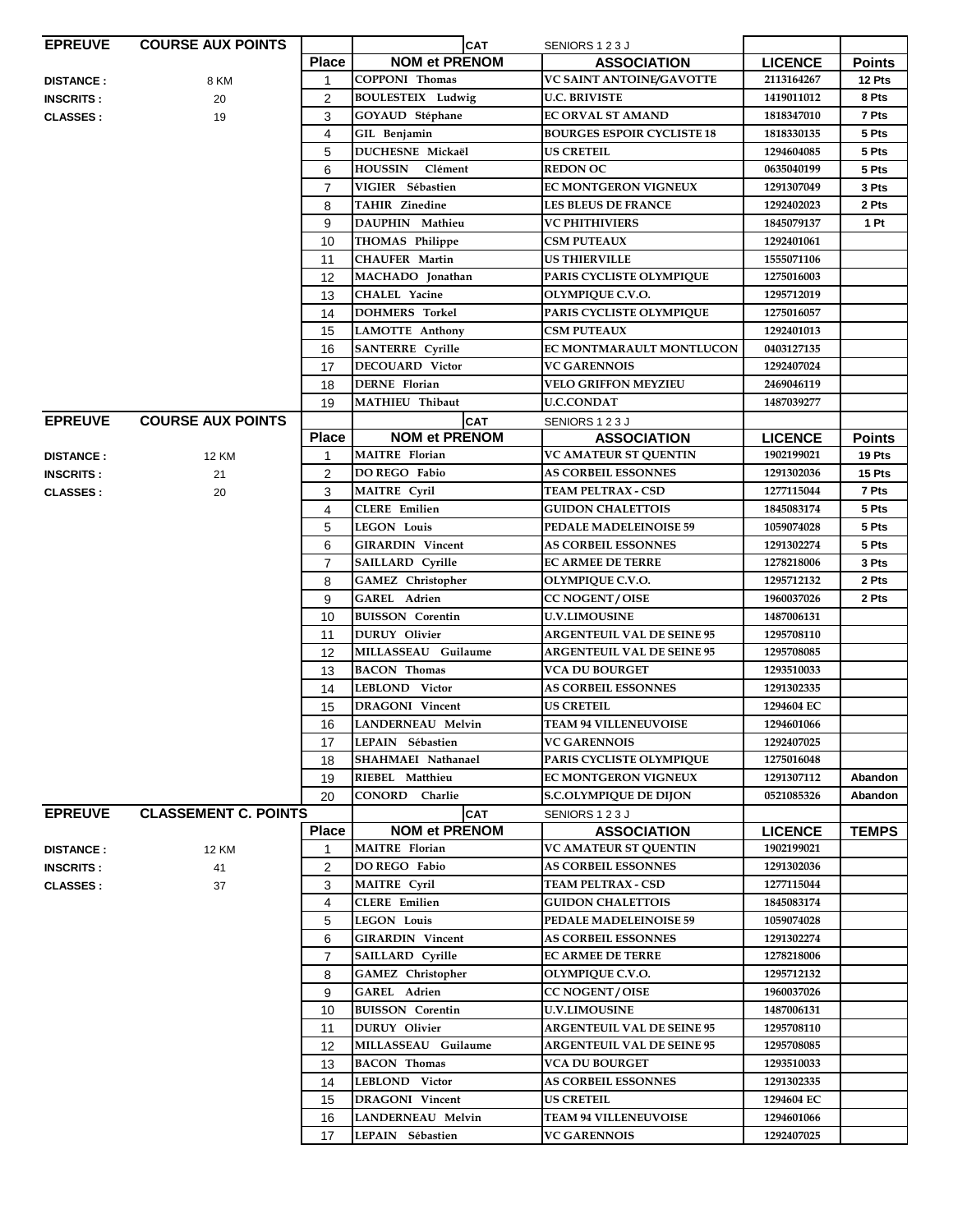| EPREUVE | COURSE AUX POINTS | | | CAT | SENIORS 1 2 3 J | | |
|---|---|---|---|---|---|---|---|
| | | Place | NOM et PRENOM | | ASSOCIATION | LICENCE | Points |
| DISTANCE : | 8 KM | 1 | COPPONI Thomas | | VC SAINT ANTOINE/GAVOTTE | 2113164267 | 12 Pts |
| INSCRITS : | 20 | 2 | BOULESTEIX Ludwig | | U.C. BRIVISTE | 1419011012 | 8 Pts |
| CLASSES : | 19 | 3 | GOYAUD Stéphane | | EC ORVAL ST AMAND | 1818347010 | 7 Pts |
| | | 4 | GIL Benjamin | | BOURGES ESPOIR CYCLISTE 18 | 1818330135 | 5 Pts |
| | | 5 | DUCHESNE Mickaël | | US CRETEIL | 1294604085 | 5 Pts |
| | | 6 | HOUSSIN Clément | | REDON OC | 0635040199 | 5 Pts |
| | | 7 | VIGIER Sébastien | | EC MONTGERON VIGNEUX | 1291307049 | 3 Pts |
| | | 8 | TAHIR Zinedine | | LES BLEUS DE FRANCE | 1292402023 | 2 Pts |
| | | 9 | DAUPHIN Mathieu | | VC PHITHIVIERS | 1845079137 | 1 Pt |
| | | 10 | THOMAS Philippe | | CSM PUTEAUX | 1292401061 | |
| | | 11 | CHAUFER Martin | | US THIERVILLE | 1555071106 | |
| | | 12 | MACHADO Jonathan | | PARIS CYCLISTE OLYMPIQUE | 1275016003 | |
| | | 13 | CHALEL Yacine | | OLYMPIQUE C.V.O. | 1295712019 | |
| | | 14 | DOHMERS Torkel | | PARIS CYCLISTE OLYMPIQUE | 1275016057 | |
| | | 15 | LAMOTTE Anthony | | CSM PUTEAUX | 1292401013 | |
| | | 16 | SANTERRE Cyrille | | EC MONTMARAULT MONTLUCON | 0403127135 | |
| | | 17 | DECOUARD Victor | | VC GARENNOIS | 1292407024 | |
| | | 18 | DERNE Florian | | VELO GRIFFON MEYZIEU | 2469046119 | |
| | | 19 | MATHIEU Thibaut | | U.C.CONDAT | 1487039277 | |

| EPREUVE | COURSE AUX POINTS | | | CAT | SENIORS 1 2 3 J | | |
|---|---|---|---|---|---|---|---|
| | | Place | NOM et PRENOM | | ASSOCIATION | LICENCE | Points |
| DISTANCE : | 12 KM | 1 | MAITRE Florian | | VC AMATEUR ST QUENTIN | 1902199021 | 19 Pts |
| INSCRITS : | 21 | 2 | DO REGO Fabio | | AS CORBEIL ESSONNES | 1291302036 | 15 Pts |
| CLASSES : | 20 | 3 | MAITRE Cyril | | TEAM PELTRAX - CSD | 1277115044 | 7 Pts |
| | | 4 | CLERE Emilien | | GUIDON CHALETTOIS | 1845083174 | 5 Pts |
| | | 5 | LEGON Louis | | PEDALE MADELEINOISE 59 | 1059074028 | 5 Pts |
| | | 6 | GIRARDIN Vincent | | AS CORBEIL ESSONNES | 1291302274 | 5 Pts |
| | | 7 | SAILLARD Cyrille | | EC ARMEE DE TERRE | 1278218006 | 3 Pts |
| | | 8 | GAMEZ Christopher | | OLYMPIQUE C.V.O. | 1295712132 | 2 Pts |
| | | 9 | GAREL Adrien | | CC NOGENT / OISE | 1960037026 | 2 Pts |
| | | 10 | BUISSON Corentin | | U.V.LIMOUSINE | 1487006131 | |
| | | 11 | DURUY Olivier | | ARGENTEUIL VAL DE SEINE 95 | 1295708110 | |
| | | 12 | MILLASSEAU Guilaume | | ARGENTEUIL VAL DE SEINE 95 | 1295708085 | |
| | | 13 | BACON Thomas | | VCA DU BOURGET | 1293510033 | |
| | | 14 | LEBLOND Victor | | AS CORBEIL ESSONNES | 1291302335 | |
| | | 15 | DRAGONI Vincent | | US CRETEIL | 1294604 EC | |
| | | 16 | LANDERNEAU Melvin | | TEAM 94 VILLENEUVOISE | 1294601066 | |
| | | 17 | LEPAIN Sébastien | | VC GARENNOIS | 1292407025 | |
| | | 18 | SHAHMAEI Nathanael | | PARIS CYCLISTE OLYMPIQUE | 1275016048 | |
| | | 19 | RIEBEL Matthieu | | EC MONTGERON VIGNEUX | 1291307112 | Abandon |
| | | 20 | CONORD Charlie | | S.C.OLYMPIQUE DE DIJON | 0521085326 | Abandon |

| EPREUVE | CLASSEMENT C. POINTS | | | CAT | SENIORS 1 2 3 J | | |
|---|---|---|---|---|---|---|---|
| | | Place | NOM et PRENOM | | ASSOCIATION | LICENCE | TEMPS |
| DISTANCE : | 12 KM | 1 | MAITRE Florian | | VC AMATEUR ST QUENTIN | 1902199021 | |
| INSCRITS : | 41 | 2 | DO REGO Fabio | | AS CORBEIL ESSONNES | 1291302036 | |
| CLASSES : | 37 | 3 | MAITRE Cyril | | TEAM PELTRAX - CSD | 1277115044 | |
| | | 4 | CLERE Emilien | | GUIDON CHALETTOIS | 1845083174 | |
| | | 5 | LEGON Louis | | PEDALE MADELEINOISE 59 | 1059074028 | |
| | | 6 | GIRARDIN Vincent | | AS CORBEIL ESSONNES | 1291302274 | |
| | | 7 | SAILLARD Cyrille | | EC ARMEE DE TERRE | 1278218006 | |
| | | 8 | GAMEZ Christopher | | OLYMPIQUE C.V.O. | 1295712132 | |
| | | 9 | GAREL Adrien | | CC NOGENT / OISE | 1960037026 | |
| | | 10 | BUISSON Corentin | | U.V.LIMOUSINE | 1487006131 | |
| | | 11 | DURUY Olivier | | ARGENTEUIL VAL DE SEINE 95 | 1295708110 | |
| | | 12 | MILLASSEAU Guilaume | | ARGENTEUIL VAL DE SEINE 95 | 1295708085 | |
| | | 13 | BACON Thomas | | VCA DU BOURGET | 1293510033 | |
| | | 14 | LEBLOND Victor | | AS CORBEIL ESSONNES | 1291302335 | |
| | | 15 | DRAGONI Vincent | | US CRETEIL | 1294604 EC | |
| | | 16 | LANDERNEAU Melvin | | TEAM 94 VILLENEUVOISE | 1294601066 | |
| | | 17 | LEPAIN Sébastien | | VC GARENNOIS | 1292407025 | |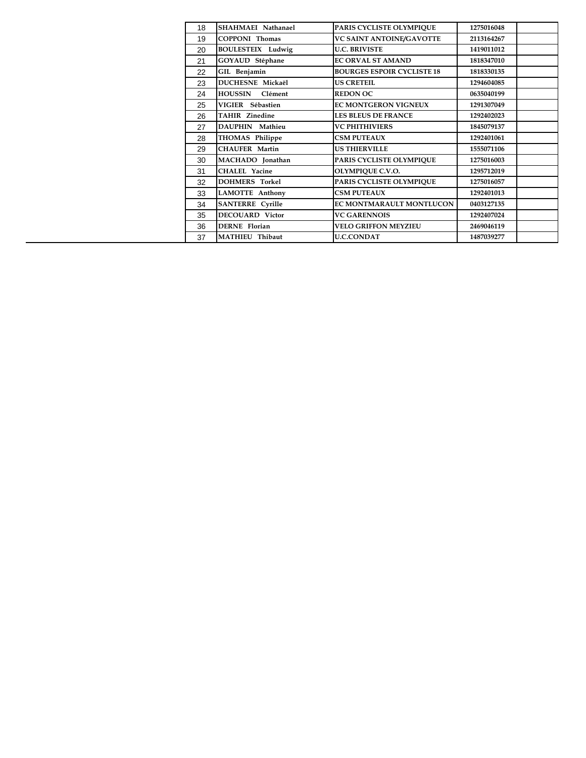| | | | | |
|---|---|---|---|---|
| 18 | **SHAHMAEI Nathanael** | **PARIS CYCLISTE OLYMPIQUE** | **1275016048** | |
| 19 | **COPPONI Thomas** | **VC SAINT ANTOINE/GAVOTTE** | **2113164267** | |
| 20 | **BOULESTEIX Ludwig** | **U.C. BRIVISTE** | **1419011012** | |
| 21 | **GOYAUD Stéphane** | **EC ORVAL ST AMAND** | **1818347010** | |
| 22 | **GIL Benjamin** | **BOURGES ESPOIR CYCLISTE 18** | **1818330135** | |
| 23 | **DUCHESNE Mickaël** | **US CRETEIL** | **1294604085** | |
| 24 | **HOUSSIN Clément** | **REDON OC** | **0635040199** | |
| 25 | **VIGIER Sébastien** | **EC MONTGERON VIGNEUX** | **1291307049** | |
| 26 | **TAHIR Zinedine** | **LES BLEUS DE FRANCE** | **1292402023** | |
| 27 | **DAUPHIN Mathieu** | **VC PHITHIVIERS** | **1845079137** | |
| 28 | **THOMAS Philippe** | **CSM PUTEAUX** | **1292401061** | |
| 29 | **CHAUFER Martin** | **US THIERVILLE** | **1555071106** | |
| 30 | **MACHADO Jonathan** | **PARIS CYCLISTE OLYMPIQUE** | **1275016003** | |
| 31 | **CHALEL Yacine** | **OLYMPIQUE C.V.O.** | **1295712019** | |
| 32 | **DOHMERS Torkel** | **PARIS CYCLISTE OLYMPIQUE** | **1275016057** | |
| 33 | **LAMOTTE Anthony** | **CSM PUTEAUX** | **1292401013** | |
| 34 | **SANTERRE Cyrille** | **EC MONTMARAULT MONTLUCON** | **0403127135** | |
| 35 | **DECOUARD Victor** | **VC GARENNOIS** | **1292407024** | |
| 36 | **DERNE Florian** | **VELO GRIFFON MEYZIEU** | **2469046119** | |
| 37 | **MATHIEU Thibaut** | **U.C.CONDAT** | **1487039277** | |